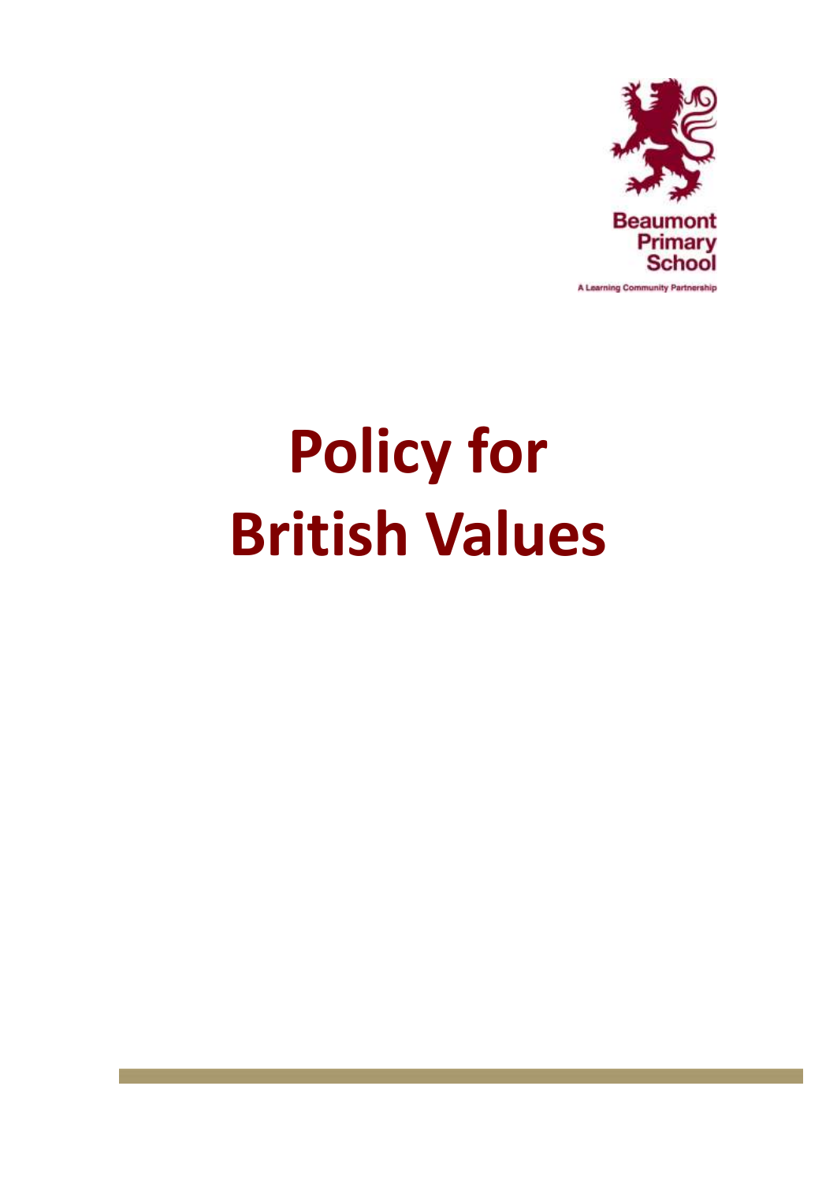Beaumont Primary School

A Learning Community Partnership

# Policy for British Values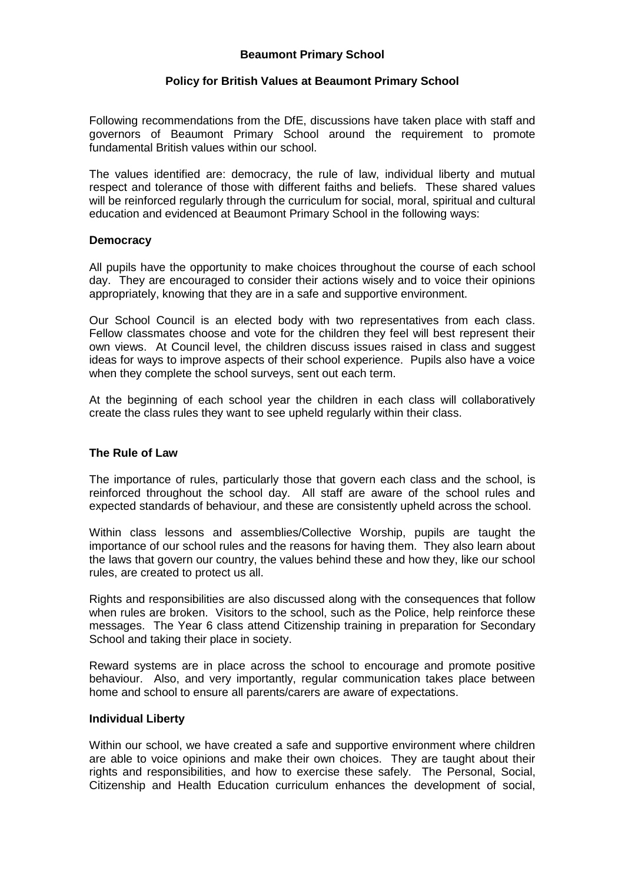**Beaumont Primary School**

**Policy for British Values at Beaumont Primary School**

Following recommendations from the DfE, discussions have taken place with staff and governors of Beaumont Primary School around the requirement to promote fundamental British values within our school.

The values identified are: democracy, the rule of law, individual liberty and mutual respect and tolerance of those with different faiths and beliefs. These shared values will be reinforced regularly through the curriculum for social, moral, spiritual and cultural education and evidenced at Beaumont Primary School in the following ways:

**Democracy**

All pupils have the opportunity to make choices throughout the course of each school day. They are encouraged to consider their actions wisely and to voice their opinions appropriately, knowing that they are in a safe and supportive environment.

Our School Council is an elected body with two representatives from each class. Fellow classmates choose and vote for the children they feel will best represent their own views. At Council level, the children discuss issues raised in class and suggest ideas for ways to improve aspects of their school experience. Pupils also have a voice when they complete the school surveys, sent out each term.

At the beginning of each school year the children in each class will collaboratively create the class rules they want to see upheld regularly within their class.

**The Rule of Law**

The importance of rules, particularly those that govern each class and the school, is reinforced throughout the school day. All staff are aware of the school rules and expected standards of behaviour, and these are consistently upheld across the school.

Within class lessons and assemblies/Collective Worship, pupils are taught the importance of our school rules and the reasons for having them. They also learn about the laws that govern our country, the values behind these and how they, like our school rules, are created to protect us all.

Rights and responsibilities are also discussed along with the consequences that follow when rules are broken. Visitors to the school, such as the Police, help reinforce these messages. The Year 6 class attend Citizenship training in preparation for Secondary School and taking their place in society.

Reward systems are in place across the school to encourage and promote positive behaviour. Also, and very importantly, regular communication takes place between home and school to ensure all parents/carers are aware of expectations.

**Individual Liberty**

Within our school, we have created a safe and supportive environment where children are able to voice opinions and make their own choices. They are taught about their rights and responsibilities, and how to exercise these safely. The Personal, Social, Citizenship and Health Education curriculum enhances the development of social,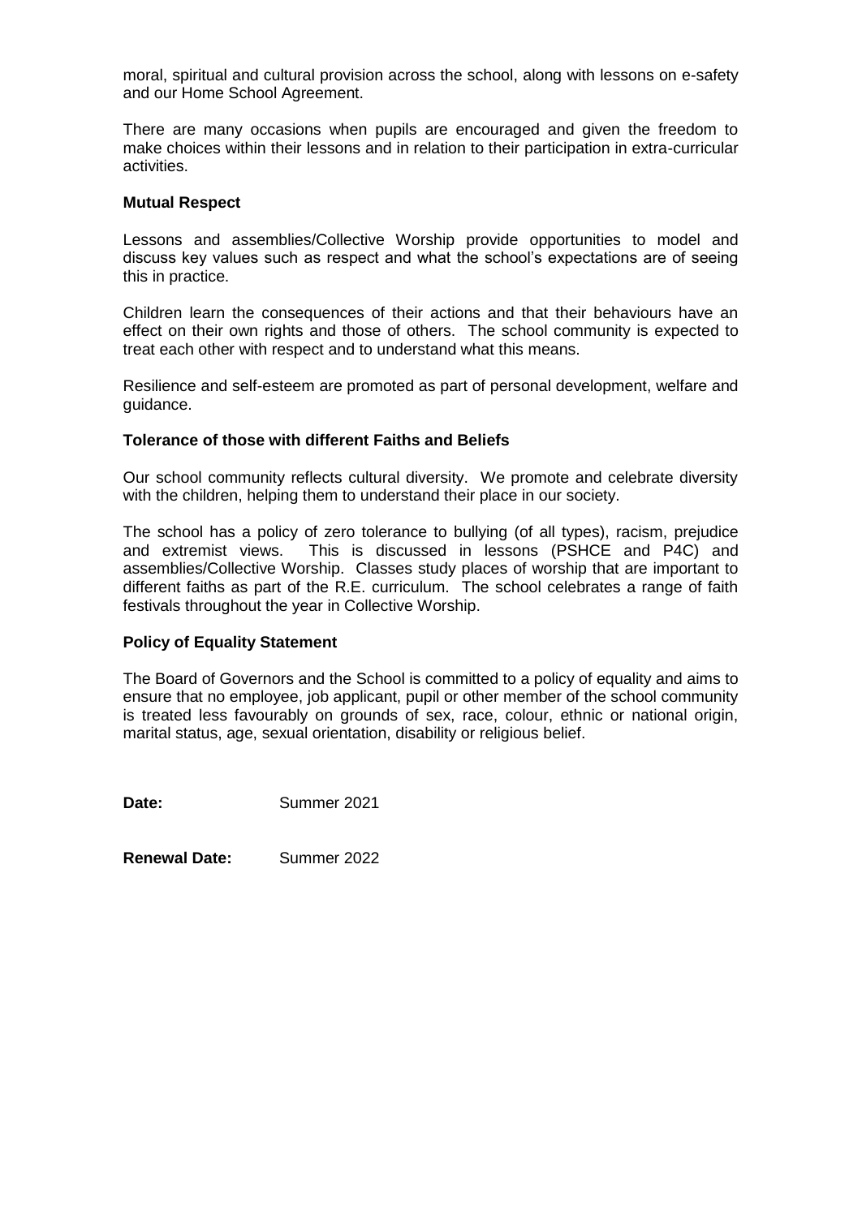moral, spiritual and cultural provision across the school, along with lessons on e-safety and our Home School Agreement.

There are many occasions when pupils are encouraged and given the freedom to make choices within their lessons and in relation to their participation in extra-curricular activities.

**Mutual Respect**

Lessons and assemblies/Collective Worship provide opportunities to model and discuss key values such as respect and what the school's expectations are of seeing this in practice.

Children learn the consequences of their actions and that their behaviours have an effect on their own rights and those of others. The school community is expected to treat each other with respect and to understand what this means.

Resilience and self-esteem are promoted as part of personal development, welfare and guidance.

**Tolerance of those with different Faiths and Beliefs**

Our school community reflects cultural diversity. We promote and celebrate diversity with the children, helping them to understand their place in our society.

The school has a policy of zero tolerance to bullying (of all types), racism, prejudice and extremist views. This is discussed in lessons (PSHCE and P4C) and assemblies/Collective Worship. Classes study places of worship that are important to different faiths as part of the R.E. curriculum. The school celebrates a range of faith festivals throughout the year in Collective Worship.

**Policy of Equality Statement**

The Board of Governors and the School is committed to a policy of equality and aims to ensure that no employee, job applicant, pupil or other member of the school community is treated less favourably on grounds of sex, race, colour, ethnic or national origin, marital status, age, sexual orientation, disability or religious belief.

**Date:** Summer 2021

**Renewal Date:** Summer 2022